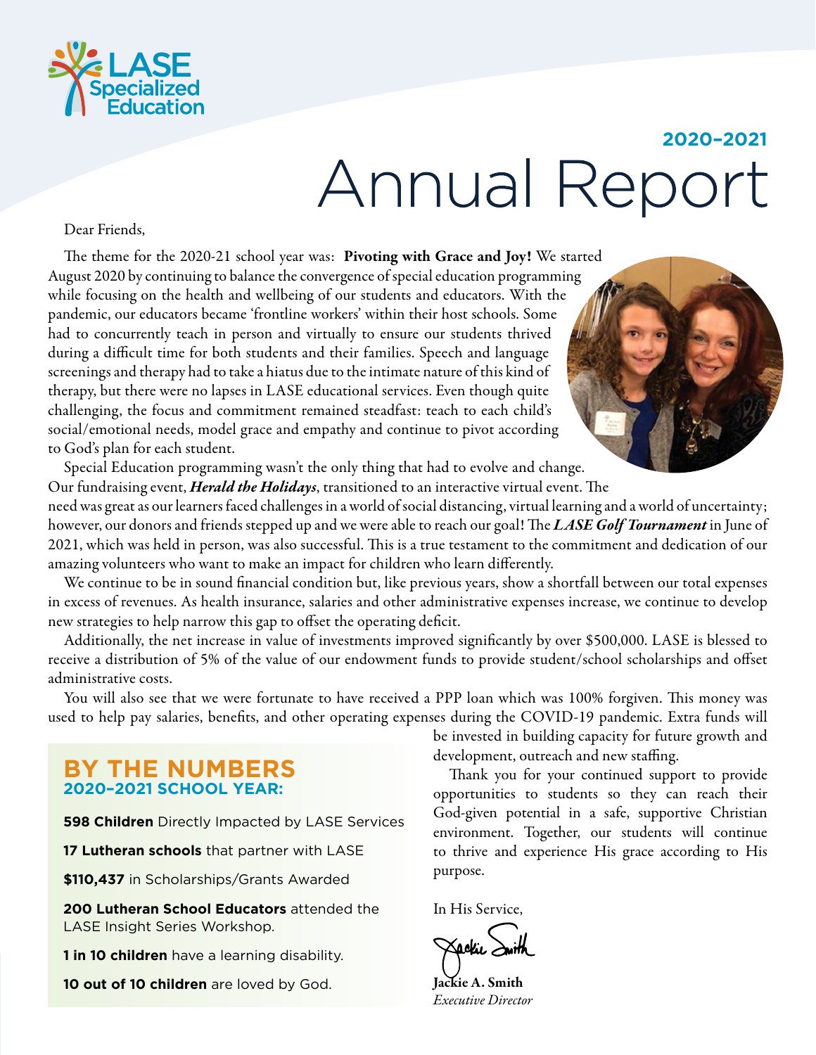LASE Specialized Education

**2020–2021**

# Annual Report

Dear Friends,

The theme for the 2020-21 school year was: **Pivoting with Grace and Joy!** We started August 2020 by continuing to balance the convergence of special education programming while focusing on the health and wellbeing of our students and educators. With the pandemic, our educators became 'frontline workers' within their host schools. Some had to concurrently teach in person and virtually to ensure our students thrived during a difficult time for both students and their families. Speech and language screenings and therapy had to take a hiatus due to the intimate nature of this kind of therapy, but there were no lapses in LASE educational services. Even though quite challenging, the focus and commitment remained steadfast: teach to each child's social/emotional needs, model grace and empathy and continue to pivot according to God's plan for each student.

Special Education programming wasn't the only thing that had to evolve and change. Our fundraising event, ***Herald the Holidays***, transitioned to an interactive virtual event. The need was great as our learners faced challenges in a world of social distancing, virtual learning and a world of uncertainty; however, our donors and friends stepped up and we were able to reach our goal! The ***LASE Golf Tournament*** in June of 2021, which was held in person, was also successful. This is a true testament to the commitment and dedication of our amazing volunteers who want to make an impact for children who learn differently.

We continue to be in sound financial condition but, like previous years, show a shortfall between our total expenses in excess of revenues. As health insurance, salaries and other administrative expenses increase, we continue to develop new strategies to help narrow this gap to offset the operating deficit.

Additionally, the net increase in value of investments improved significantly by over $500,000. LASE is blessed to receive a distribution of 5% of the value of our endowment funds to provide student/school scholarships and offset administrative costs.

You will also see that we were fortunate to have received a PPP loan which was 100% forgiven. This money was used to help pay salaries, benefits, and other operating expenses during the COVID-19 pandemic. Extra funds will be invested in building capacity for future growth and development, outreach and new staffing.

Thank you for your continued support to provide opportunities to students so they can reach their God-given potential in a safe, supportive Christian environment. Together, our students will continue to thrive and experience His grace according to His purpose.

In His Service,

**Jackie A. Smith**
*Executive Director*

## BY THE NUMBERS
### 2020–2021 SCHOOL YEAR:

**598 Children** Directly Impacted by LASE Services

**17 Lutheran schools** that partner with LASE

**$110,437** in Scholarships/Grants Awarded

**200 Lutheran School Educators** attended the LASE Insight Series Workshop.

**1 in 10 children** have a learning disability.

**10 out of 10 children** are loved by God.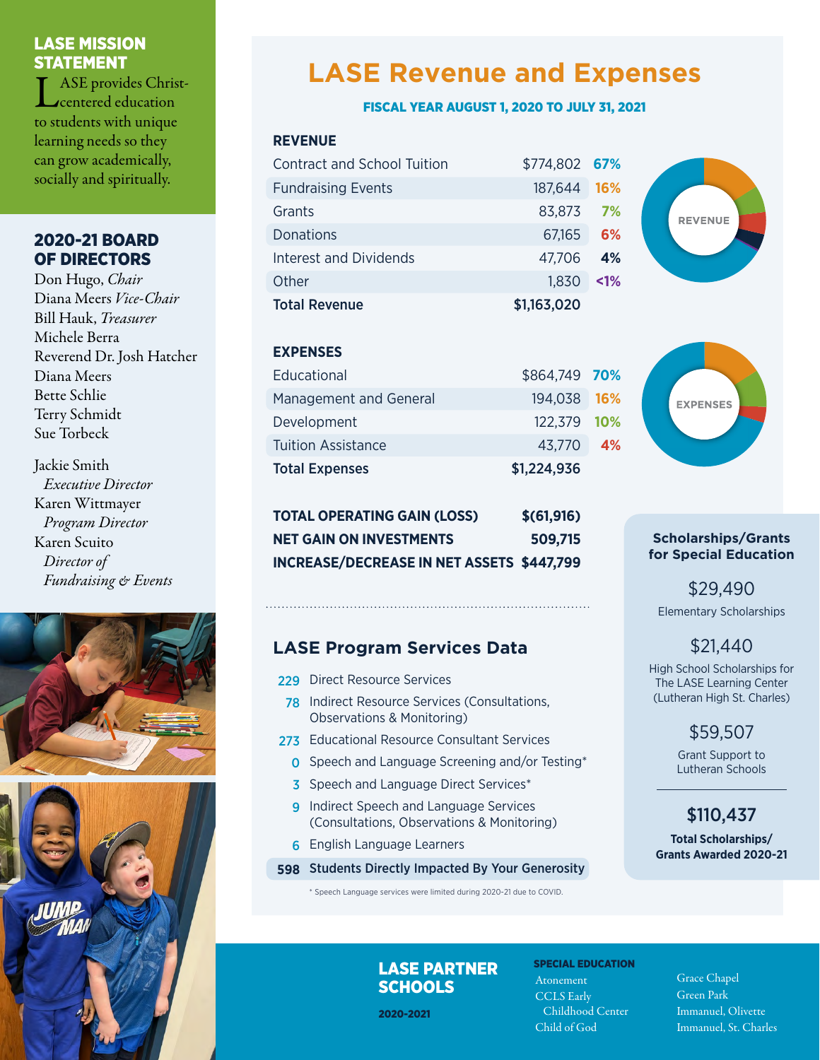## LASE MISSION STATEMENT

LASE provides Christ-centered education to students with unique learning needs so they can grow academically, socially and spiritually.

## 2020-21 BOARD OF DIRECTORS

Don Hugo, *Chair*
Diana Meers *Vice-Chair*
Bill Hauk, *Treasurer*
Michele Berra
Reverend Dr. Josh Hatcher
Diana Meers
Bette Schlie
Terry Schmidt
Sue Torbeck

Jackie Smith
*Executive Director*
Karen Wittmayer
*Program Director*
Karen Scuito
*Director of Fundraising & Events*

# LASE Revenue and Expenses

**FISCAL YEAR AUGUST 1, 2020 TO JULY 31, 2021**

| **REVENUE** | | |
|---|---|---|
| Contract and School Tuition | $774,802 | 67% |
| Fundraising Events | 187,644 | 16% |
| Grants | 83,873 | 7% |
| Donations | 67,165 | 6% |
| Interest and Dividends | 47,706 | 4% |
| Other | 1,830 | <1% |
| **Total Revenue** | **$1,163,020** | |

| **EXPENSES** | | |
|---|---|---|
| Educational | $864,749 | 70% |
| Management and General | 194,038 | 16% |
| Development | 122,379 | 10% |
| Tuition Assistance | 43,770 | 4% |
| **Total Expenses** | **$1,224,936** | |

| | |
|---|---|
| **TOTAL OPERATING GAIN (LOSS)** | **$(61,916)** |
| **NET GAIN ON INVESTMENTS** | **509,715** |
| **INCREASE/DECREASE IN NET ASSETS** | **$447,799** |

## LASE Program Services Data

- **229** Direct Resource Services
- **78** Indirect Resource Services (Consultations, Observations & Monitoring)
- **273** Educational Resource Consultant Services
- **0** Speech and Language Screening and/or Testing*
- **3** Speech and Language Direct Services*
- **9** Indirect Speech and Language Services (Consultations, Observations & Monitoring)
- **6** English Language Learners
- **598** **Students Directly Impacted By Your Generosity**

\* Speech Language services were limited during 2020-21 due to COVID.

### Scholarships/Grants for Special Education

$29,490
Elementary Scholarships

$21,440
High School Scholarships for The LASE Learning Center (Lutheran High St. Charles)

$59,507
Grant Support to Lutheran Schools

**$110,437**
**Total Scholarships/ Grants Awarded 2020-21**

## LASE PARTNER SCHOOLS

**2020-2021**

**SPECIAL EDUCATION**

Atonement
CCLS Early Childhood Center
Child of God
Grace Chapel
Green Park
Immanuel, Olivette
Immanuel, St. Charles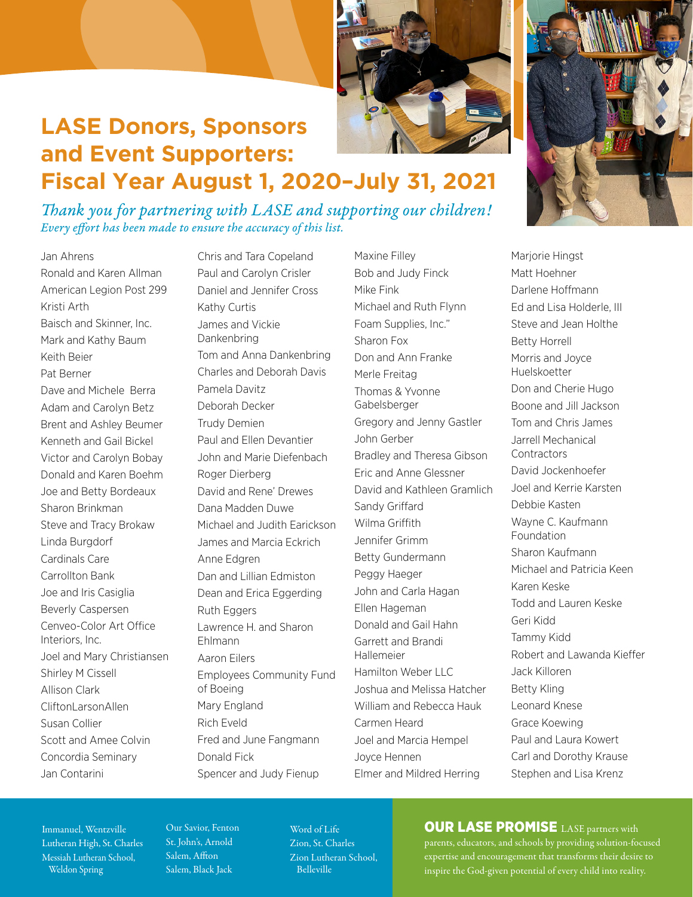# LASE Donors, Sponsors and Event Supporters: Fiscal Year August 1, 2020–July 31, 2021

*Thank you for partnering with LASE and supporting our children!*

*Every effort has been made to ensure the accuracy of this list.*

Jan Ahrens
Ronald and Karen Allman
American Legion Post 299
Kristi Arth
Baisch and Skinner, Inc.
Mark and Kathy Baum
Keith Beier
Pat Berner
Dave and Michele Berra
Adam and Carolyn Betz
Brent and Ashley Beumer
Kenneth and Gail Bickel
Victor and Carolyn Bobay
Donald and Karen Boehm
Joe and Betty Bordeaux
Sharon Brinkman
Steve and Tracy Brokaw
Linda Burgdorf
Cardinals Care
Carrollton Bank
Joe and Iris Casiglia
Beverly Caspersen
Cenveo-Color Art Office Interiors, Inc.
Joel and Mary Christiansen
Shirley M Cissell
Allison Clark
CliftonLarsonAllen
Susan Collier
Scott and Amee Colvin
Concordia Seminary
Jan Contarini
Chris and Tara Copeland
Paul and Carolyn Crisler
Daniel and Jennifer Cross
Kathy Curtis
James and Vickie Dankenbring
Tom and Anna Dankenbring
Charles and Deborah Davis
Pamela Davitz
Deborah Decker
Trudy Demien
Paul and Ellen Devantier
John and Marie Diefenbach
Roger Dierberg
David and Rene' Drewes
Dana Madden Duwe
Michael and Judith Earickson
James and Marcia Eckrich
Anne Edgren
Dan and Lillian Edmiston
Dean and Erica Eggerding
Ruth Eggers
Lawrence H. and Sharon Ehlmann
Aaron Eilers
Employees Community Fund of Boeing
Mary England
Rich Eveld
Fred and June Fangmann
Donald Fick
Spencer and Judy Fienup
Maxine Filley
Bob and Judy Finck
Mike Fink
Michael and Ruth Flynn
Foam Supplies, Inc."
Sharon Fox
Don and Ann Franke
Merle Freitag
Thomas & Yvonne Gabelsberger
Gregory and Jenny Gastler
John Gerber
Bradley and Theresa Gibson
Eric and Anne Glessner
David and Kathleen Gramlich
Sandy Griffard
Wilma Griffith
Jennifer Grimm
Betty Gundermann
Peggy Haeger
John and Carla Hagan
Ellen Hageman
Donald and Gail Hahn
Garrett and Brandi Hallemeier
Hamilton Weber LLC
Joshua and Melissa Hatcher
William and Rebecca Hauk
Carmen Heard
Joel and Marcia Hempel
Joyce Hennen
Elmer and Mildred Herring
Marjorie Hingst
Matt Hoehner
Darlene Hoffmann
Ed and Lisa Holderle, III
Steve and Jean Holthe
Betty Horrell
Morris and Joyce Huelskoetter
Don and Cherie Hugo
Boone and Jill Jackson
Tom and Chris James
Jarrell Mechanical Contractors
David Jockenhoefer
Joel and Kerrie Karsten
Debbie Kasten
Wayne C. Kaufmann Foundation
Sharon Kaufmann
Michael and Patricia Keen
Karen Keske
Todd and Lauren Keske
Geri Kidd
Tammy Kidd
Robert and Lawanda Kieffer
Jack Killoren
Betty Kling
Leonard Knese
Grace Koewing
Paul and Laura Kowert
Carl and Dorothy Krause
Stephen and Lisa Krenz

Immanuel, Wentzville
Lutheran High, St. Charles
Messiah Lutheran School, Weldon Spring
Our Savior, Fenton
St. John's, Arnold
Salem, Affton
Salem, Black Jack
Word of Life
Zion, St. Charles
Zion Lutheran School, Belleville

**OUR LASE PROMISE** LASE partners with parents, educators, and schools by providing solution-focused expertise and encouragement that transforms their desire to inspire the God-given potential of every child into reality.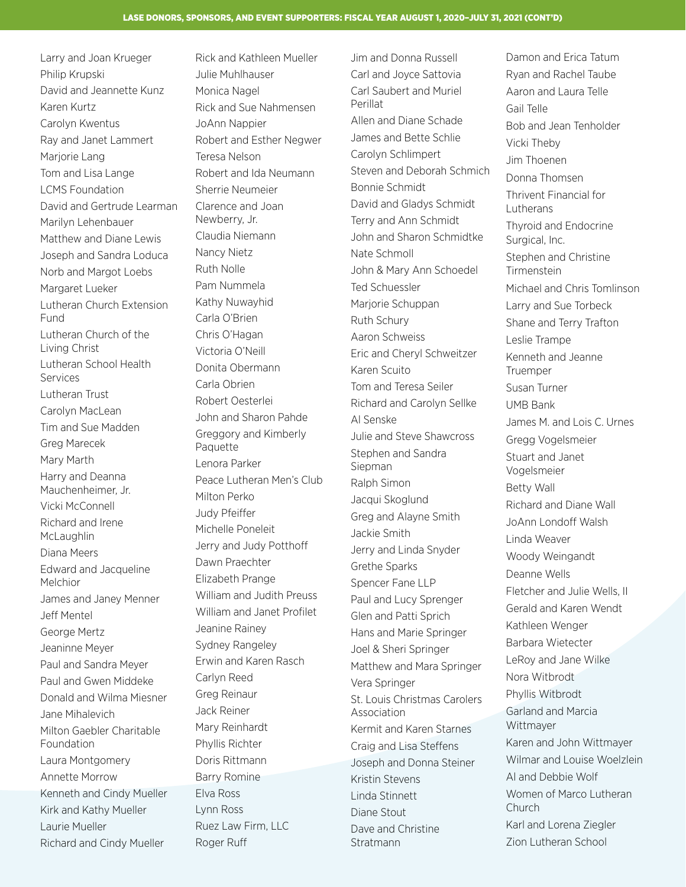## LASE DONORS, SPONSORS, AND EVENT SUPPORTERS: FISCAL YEAR AUGUST 1, 2020–JULY 31, 2021 (CONT'D)

Larry and Joan Krueger
Philip Krupski
David and Jeannette Kunz
Karen Kurtz
Carolyn Kwentus
Ray and Janet Lammert
Marjorie Lang
Tom and Lisa Lange
LCMS Foundation
David and Gertrude Learman
Marilyn Lehenbauer
Matthew and Diane Lewis
Joseph and Sandra Loduca
Norb and Margot Loebs
Margaret Lueker
Lutheran Church Extension Fund
Lutheran Church of the Living Christ
Lutheran School Health Services
Lutheran Trust
Carolyn MacLean
Tim and Sue Madden
Greg Marecek
Mary Marth
Harry and Deanna Mauchenheimer, Jr.
Vicki McConnell
Richard and Irene McLaughlin
Diana Meers
Edward and Jacqueline Melchior
James and Janey Menner
Jeff Mentel
George Mertz
Jeaninne Meyer
Paul and Sandra Meyer
Paul and Gwen Middeke
Donald and Wilma Miesner
Jane Mihalevich
Milton Gaebler Charitable Foundation
Laura Montgomery
Annette Morrow
Kenneth and Cindy Mueller
Kirk and Kathy Mueller
Laurie Mueller
Richard and Cindy Mueller
Rick and Kathleen Mueller
Julie Muhlhauser
Monica Nagel
Rick and Sue Nahmensen
JoAnn Nappier
Robert and Esther Negwer
Teresa Nelson
Robert and Ida Neumann
Sherrie Neumeier
Clarence and Joan Newberry, Jr.
Claudia Niemann
Nancy Nietz
Ruth Nolle
Pam Nummela
Kathy Nuwayhid
Carla O'Brien
Chris O'Hagan
Victoria O'Neill
Donita Obermann
Carla Obrien
Robert Oesterlei
John and Sharon Pahde
Greggory and Kimberly Paquette
Lenora Parker
Peace Lutheran Men's Club
Milton Perko
Judy Pfeiffer
Michelle Poneleit
Jerry and Judy Potthoff
Dawn Praechter
Elizabeth Prange
William and Judith Preuss
William and Janet Profilet
Jeanine Rainey
Sydney Rangeley
Erwin and Karen Rasch
Carlyn Reed
Greg Reinaur
Jack Reiner
Mary Reinhardt
Phyllis Richter
Doris Rittmann
Barry Romine
Elva Ross
Lynn Ross
Ruez Law Firm, LLC
Roger Ruff
Jim and Donna Russell
Carl and Joyce Sattovia
Carl Saubert and Muriel Perillat
Allen and Diane Schade
James and Bette Schlie
Carolyn Schlimpert
Steven and Deborah Schmich
Bonnie Schmidt
David and Gladys Schmidt
Terry and Ann Schmidt
John and Sharon Schmidtke
Nate Schmoll
John & Mary Ann Schoedel
Ted Schuessler
Marjorie Schuppan
Ruth Schury
Aaron Schweiss
Eric and Cheryl Schweitzer
Karen Scuito
Tom and Teresa Seiler
Richard and Carolyn Sellke
Al Senske
Julie and Steve Shawcross
Stephen and Sandra Siepman
Ralph Simon
Jacqui Skoglund
Greg and Alayne Smith
Jackie Smith
Jerry and Linda Snyder
Grethe Sparks
Spencer Fane LLP
Paul and Lucy Sprenger
Glen and Patti Sprich
Hans and Marie Springer
Joel & Sheri Springer
Matthew and Mara Springer
Vera Springer
St. Louis Christmas Carolers Association
Kermit and Karen Starnes
Craig and Lisa Steffens
Joseph and Donna Steiner
Kristin Stevens
Linda Stinnett
Diane Stout
Dave and Christine Stratmann
Damon and Erica Tatum
Ryan and Rachel Taube
Aaron and Laura Telle
Gail Telle
Bob and Jean Tenholder
Vicki Theby
Jim Thoenen
Donna Thomsen
Thrivent Financial for Lutherans
Thyroid and Endocrine Surgical, Inc.
Stephen and Christine Tirmenstein
Michael and Chris Tomlinson
Larry and Sue Torbeck
Shane and Terry Trafton
Leslie Trampe
Kenneth and Jeanne Truemper
Susan Turner
UMB Bank
James M. and Lois C. Urnes
Gregg Vogelsmeier
Stuart and Janet Vogelsmeier
Betty Wall
Richard and Diane Wall
JoAnn Londoff Walsh
Linda Weaver
Woody Weingandt
Deanne Wells
Fletcher and Julie Wells, II
Gerald and Karen Wendt
Kathleen Wenger
Barbara Wietecter
LeRoy and Jane Wilke
Nora Witbrodt
Phyllis Witbrodt
Garland and Marcia Wittmayer
Karen and John Wittmayer
Wilmar and Louise Woelzlein
Al and Debbie Wolf
Women of Marco Lutheran Church
Karl and Lorena Ziegler
Zion Lutheran School